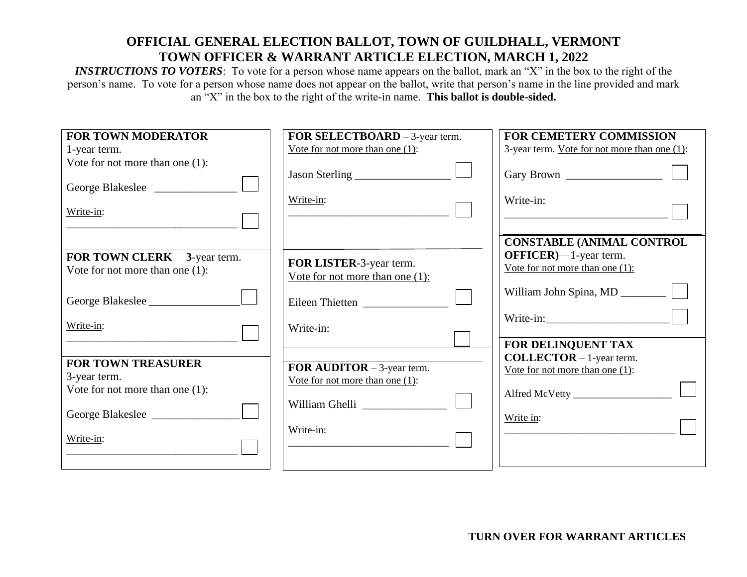# OFFICIAL GENERAL ELECTION BALLOT, TOWN OF GUILDHALL, VERMONT
# TOWN OFFICER & WARRANT ARTICLE ELECTION, MARCH 1, 2022

***INSTRUCTIONS TO VOTERS***: To vote for a person whose name appears on the ballot, mark an "X" in the box to the right of the person's name. To vote for a person whose name does not appear on the ballot, write that person's name in the line provided and mark an "X" in the box to the right of the write-in name. **This ballot is double-sided.**

**FOR TOWN MODERATOR**
1-year term.
Vote for not more than one (1):

George Blakeslee ______________ ☐

Write-in:
______________________________ ☐

**FOR TOWN CLERK** **3**-year term.
Vote for not more than one (1):

George Blakeslee ________________ ☐

Write-in:
______________________________ ☐

**FOR TOWN TREASURER**
3-year term.
Vote for not more than one (1):

George Blakeslee ________________ ☐

Write-in:
______________________________ ☐

**FOR SELECTBOARD** – 3-year term.
Vote for not more than one (1):

Jason Sterling ________________ ☐

Write-in:
______________________________ ☐

**FOR LISTER**-3-year term.
Vote for not more than one (1):

Eileen Thietten _______________ ☐

Write-in:
☐

**FOR AUDITOR** – 3-year term.
Vote for not more than one (1):

William Ghelli _______________ ☐

Write-in:
______________________________ ☐

**FOR CEMETERY COMMISSION**
3-year term. Vote for not more than one (1):

Gary Brown ________________ ☐

Write-in:
______________________________ ☐

**CONSTABLE (ANIMAL CONTROL OFFICER)**—1-year term.
Vote for not more than one (1):

William John Spina, MD ________ ☐

Write-in:______________________ ☐

**FOR DELINQUENT TAX COLLECTOR** – 1-year term.
Vote for not more than one (1):

Alfred McVetty __________________ ☐

Write in:
________________________________ ☐

**TURN OVER FOR WARRANT ARTICLES**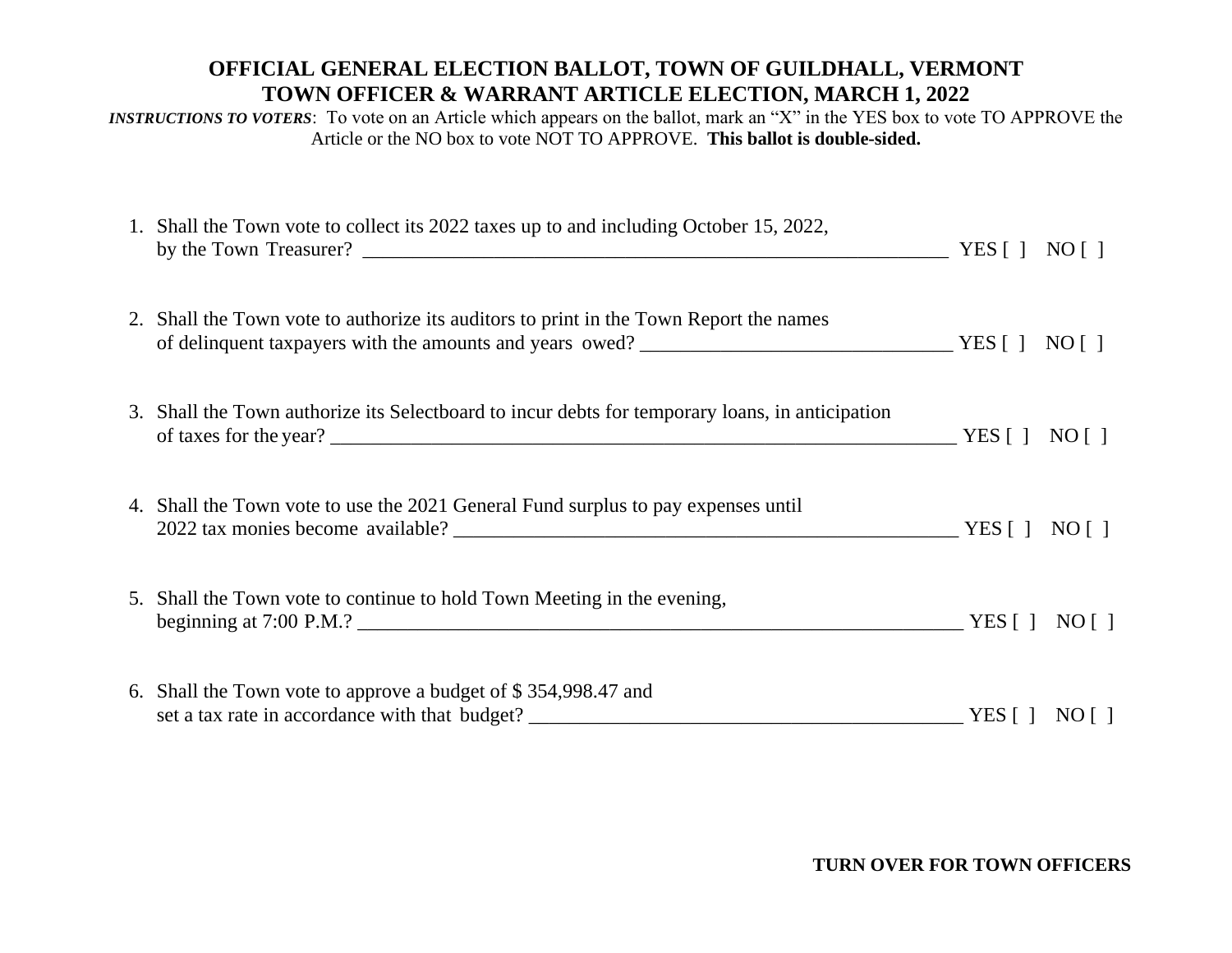# OFFICIAL GENERAL ELECTION BALLOT, TOWN OF GUILDHALL, VERMONT
## TOWN OFFICER & WARRANT ARTICLE ELECTION, MARCH 1, 2022

***INSTRUCTIONS TO VOTERS***: To vote on an Article which appears on the ballot, mark an "X" in the YES box to vote TO APPROVE the Article or the NO box to vote NOT TO APPROVE. **This ballot is double-sided.**

1. Shall the Town vote to collect its 2022 taxes up to and including October 15, 2022, by the Town Treasurer? ______________________________________________________________ YES [ ] NO [ ]

2. Shall the Town vote to authorize its auditors to print in the Town Report the names of delinquent taxpayers with the amounts and years owed? _________________________________ YES [ ] NO [ ]

3. Shall the Town authorize its Selectboard to incur debts for temporary loans, in anticipation of taxes for the year? __________________________________________________________________ YES [ ] NO [ ]

4. Shall the Town vote to use the 2021 General Fund surplus to pay expenses until 2022 tax monies become available? ____________________________________________________ YES [ ] NO [ ]

5. Shall the Town vote to continue to hold Town Meeting in the evening, beginning at 7:00 P.M.? ________________________________________________________________ YES [ ] NO [ ]

6. Shall the Town vote to approve a budget of $ 354,998.47 and set a tax rate in accordance with that budget? _______________________________________________ YES [ ] NO [ ]

**TURN OVER FOR TOWN OFFICERS**